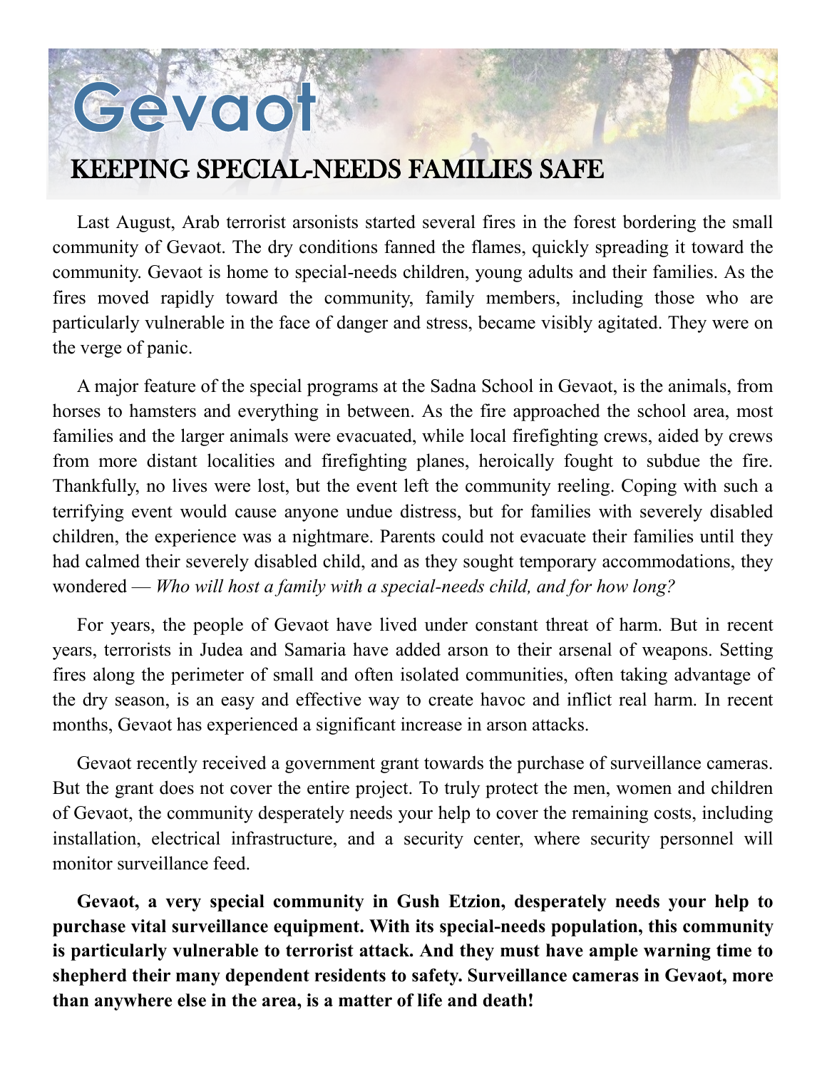// Gevaot

## KEEPING SPECIAL-NEEDS FAMILIES SAFE

Last August, Arab terrorist arsonists started several fires in the forest bordering the small community of Gevaot. The dry conditions fanned the flames, quickly spreading it toward the community. Gevaot is home to special-needs children, young adults and their families. As the fires moved rapidly toward the community, family members, including those who are particularly vulnerable in the face of danger and stress, became visibly agitated. They were on the verge of panic.

A major feature of the special programs at the Sadna School in Gevaot, is the animals, from horses to hamsters and everything in between. As the fire approached the school area, most families and the larger animals were evacuated, while local firefighting crews, aided by crews from more distant localities and firefighting planes, heroically fought to subdue the fire. Thankfully, no lives were lost, but the event left the community reeling. Coping with such a terrifying event would cause anyone undue distress, but for families with severely disabled children, the experience was a nightmare. Parents could not evacuate their families until they had calmed their severely disabled child, and as they sought temporary accommodations, they wondered — *Who will host a family with a special-needs child, and for how long?*

For years, the people of Gevaot have lived under constant threat of harm. But in recent years, terrorists in Judea and Samaria have added arson to their arsenal of weapons. Setting fires along the perimeter of small and often isolated communities, often taking advantage of the dry season, is an easy and effective way to create havoc and inflict real harm. In recent months, Gevaot has experienced a significant increase in arson attacks.

Gevaot recently received a government grant towards the purchase of surveillance cameras. But the grant does not cover the entire project. To truly protect the men, women and children of Gevaot, the community desperately needs your help to cover the remaining costs, including installation, electrical infrastructure, and a security center, where security personnel will monitor surveillance feed.

**Gevaot, a very special community in Gush Etzion, desperately needs your help to purchase vital surveillance equipment. With its special-needs population, this community is particularly vulnerable to terrorist attack. And they must have ample warning time to shepherd their many dependent residents to safety. Surveillance cameras in Gevaot, more than anywhere else in the area, is a matter of life and death!**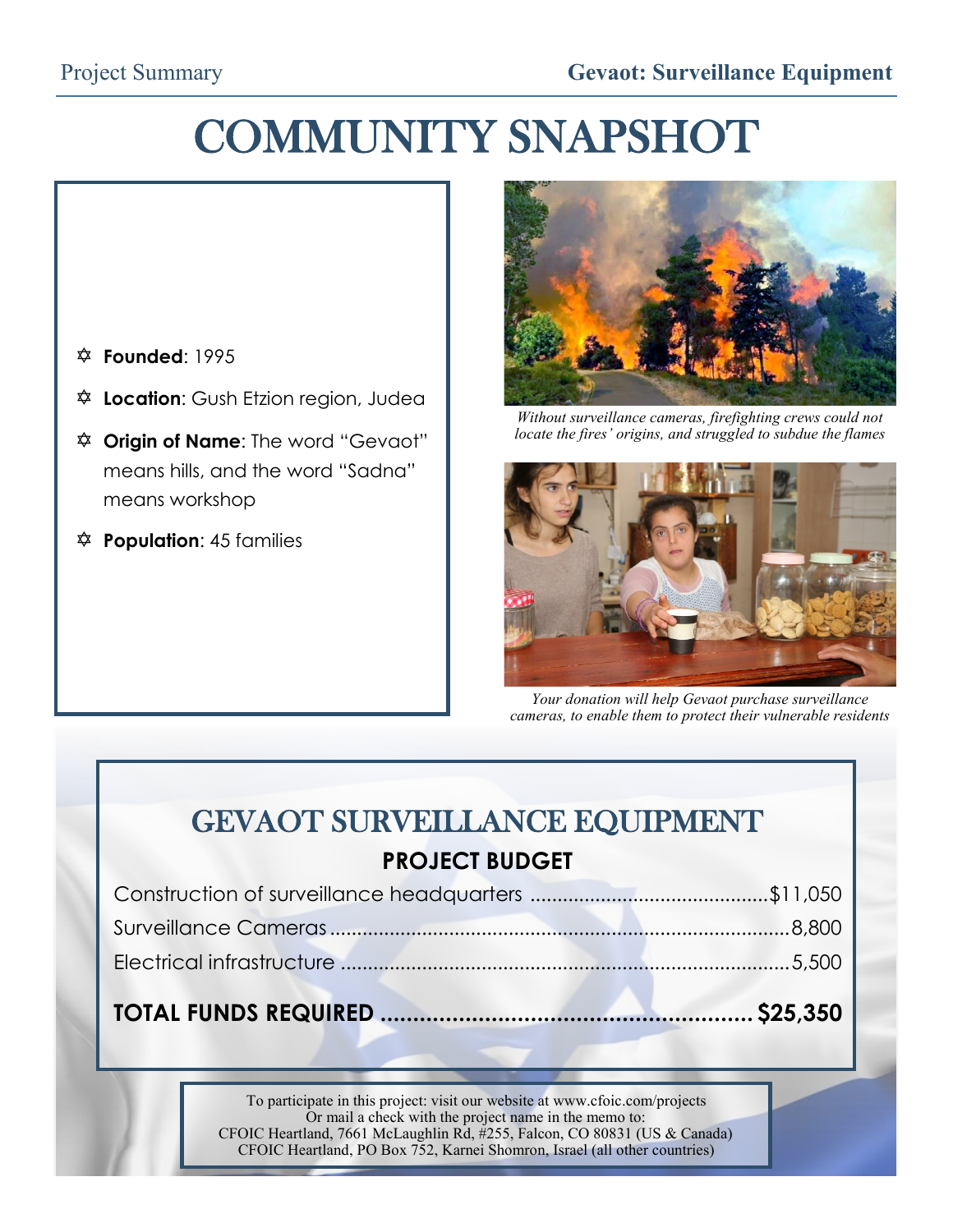# COMMUNITY SNAPSHOT

- **Founded**: 1995
- **Location**: Gush Etzion region, Judea
- **Origin of Name**: The word "Gevaot" means hills, and the word "Sadna" means workshop
- **Population**: 45 families

*Without surveillance cameras, firefighting crews could not locate the fires' origins, and struggled to subdue the flames*

*Your donation will help Gevaot purchase surveillance cameras, to enable them to protect their vulnerable residents*

## GEVAOT SURVEILLANCE EQUIPMENT

### PROJECT BUDGET

| | |
|---|---|
| Construction of surveillance headquarters | $11,050 |
| Surveillance Cameras | 8,800 |
| Electrical infrastructure | 5,500 |
| **TOTAL FUNDS REQUIRED** | **$25,350** |

To participate in this project: visit our website at www.cfoic.com/projects
Or mail a check with the project name in the memo to:
CFOIC Heartland, 7661 McLaughlin Rd, #255, Falcon, CO 80831 (US & Canada)
CFOIC Heartland, PO Box 752, Karnei Shomron, Israel (all other countries)